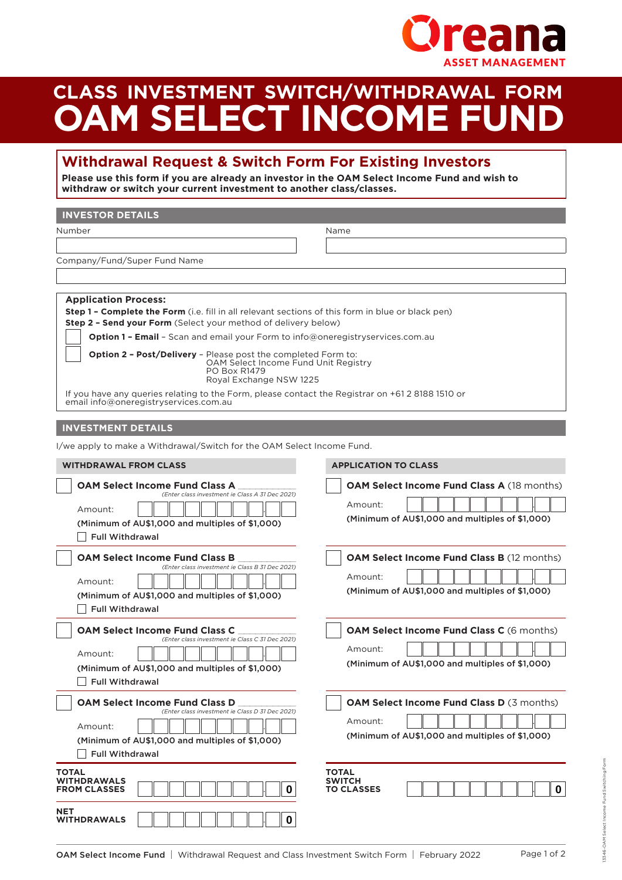Oreana
ASSET MANAGEMENT

# CLASS INVESTMENT SWITCH/WITHDRAWAL FORM
# OAM SELECT INCOME FUND

## Withdrawal Request & Switch Form For Existing Investors

**Please use this form if you are already an investor in the OAM Select Income Fund and wish to withdraw or switch your current investment to another class/classes.**

## INVESTOR DETAILS

Number

Name

Company/Fund/Super Fund Name

**Application Process:**

**Step 1 – Complete the Form** (i.e. fill in all relevant sections of this form in blue or black pen)

**Step 2 – Send your Form** (Select your method of delivery below)

☐ **Option 1 – Email** – Scan and email your Form to info@oneregistryservices.com.au

☐ **Option 2 – Post/Delivery** – Please post the completed Form to:
OAM Select Income Fund Unit Registry
PO Box R1479
Royal Exchange NSW 1225

If you have any queries relating to the Form, please contact the Registrar on +61 2 8188 1510 or email info@oneregistryservices.com.au

## INVESTMENT DETAILS

I/we apply to make a Withdrawal/Switch for the OAM Select Income Fund.

### WITHDRAWAL FROM CLASS

☐ **OAM Select Income Fund Class A** ____________
*(Enter class investment ie Class A 31 Dec 2021)*

Amount:

**(Minimum of AU$1,000 and multiples of $1,000)**

☐ Full Withdrawal

☐ **OAM Select Income Fund Class B** ____________
*(Enter class investment ie Class B 31 Dec 2021)*

Amount:

**(Minimum of AU$1,000 and multiples of $1,000)**

☐ Full Withdrawal

☐ **OAM Select Income Fund Class C** ____________
*(Enter class investment ie Class C 31 Dec 2021)*

Amount:

**(Minimum of AU$1,000 and multiples of $1,000)**

☐ Full Withdrawal

☐ **OAM Select Income Fund Class D** ____________
*(Enter class investment ie Class D 31 Dec 2021)*

Amount:

**(Minimum of AU$1,000 and multiples of $1,000)**

☐ Full Withdrawal

**TOTAL WITHDRAWALS FROM CLASSES** 0

**NET WITHDRAWALS** 0

### APPLICATION TO CLASS

☐ **OAM Select Income Fund Class A** (18 months)

Amount:

**(Minimum of AU$1,000 and multiples of $1,000)**

☐ **OAM Select Income Fund Class B** (12 months)

Amount:

**(Minimum of AU$1,000 and multiples of $1,000)**

☐ **OAM Select Income Fund Class C** (6 months)

Amount:

**(Minimum of AU$1,000 and multiples of $1,000)**

☐ **OAM Select Income Fund Class D** (3 months)

Amount:

**(Minimum of AU$1,000 and multiples of $1,000)**

**TOTAL SWITCH TO CLASSES** 0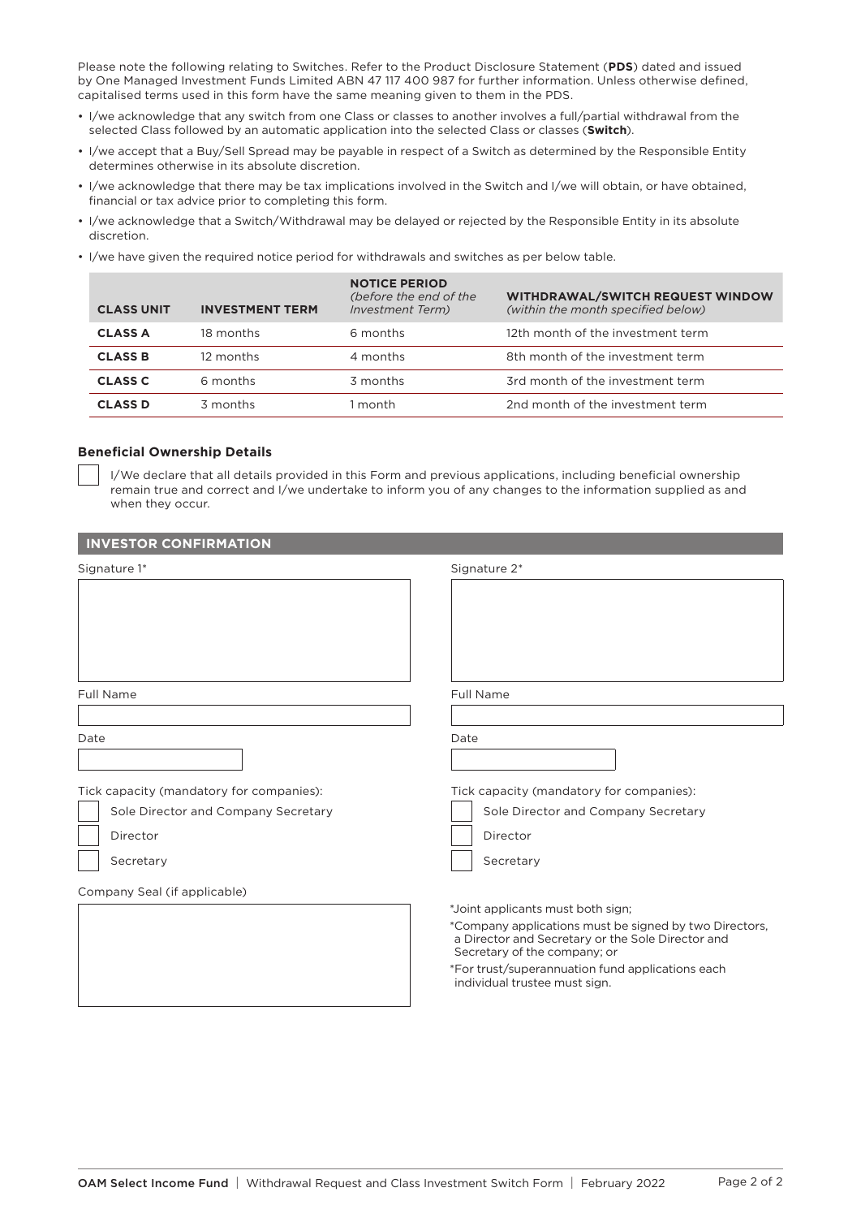Please note the following relating to Switches. Refer to the Product Disclosure Statement (**PDS**) dated and issued by One Managed Investment Funds Limited ABN 47 117 400 987 for further information. Unless otherwise defined, capitalised terms used in this form have the same meaning given to them in the PDS.

- I/we acknowledge that any switch from one Class or classes to another involves a full/partial withdrawal from the selected Class followed by an automatic application into the selected Class or classes (**Switch**).
- I/we accept that a Buy/Sell Spread may be payable in respect of a Switch as determined by the Responsible Entity determines otherwise in its absolute discretion.
- I/we acknowledge that there may be tax implications involved in the Switch and I/we will obtain, or have obtained, financial or tax advice prior to completing this form.
- I/we acknowledge that a Switch/Withdrawal may be delayed or rejected by the Responsible Entity in its absolute discretion.
- I/we have given the required notice period for withdrawals and switches as per below table.

| CLASS UNIT | INVESTMENT TERM | NOTICE PERIOD *(before the end of the Investment Term)* | WITHDRAWAL/SWITCH REQUEST WINDOW *(within the month specified below)* |
|---|---|---|---|
| **CLASS A** | 18 months | 6 months | 12th month of the investment term |
| **CLASS B** | 12 months | 4 months | 8th month of the investment term |
| **CLASS C** | 6 months | 3 months | 3rd month of the investment term |
| **CLASS D** | 3 months | 1 month | 2nd month of the investment term |

### Beneficial Ownership Details

☐ I/We declare that all details provided in this Form and previous applications, including beneficial ownership remain true and correct and I/we undertake to inform you of any changes to the information supplied as and when they occur.

## INVESTOR CONFIRMATION

Signature 1*

Full Name

Date

Tick capacity (mandatory for companies):

☐ Sole Director and Company Secretary

☐ Director

☐ Secretary

Company Seal (if applicable)

Signature 2*

Full Name

Date

Tick capacity (mandatory for companies):

☐ Sole Director and Company Secretary

☐ Director

☐ Secretary

*Joint applicants must both sign;

*Company applications must be signed by two Directors, a Director and Secretary or the Sole Director and Secretary of the company; or

*For trust/superannuation fund applications each individual trustee must sign.